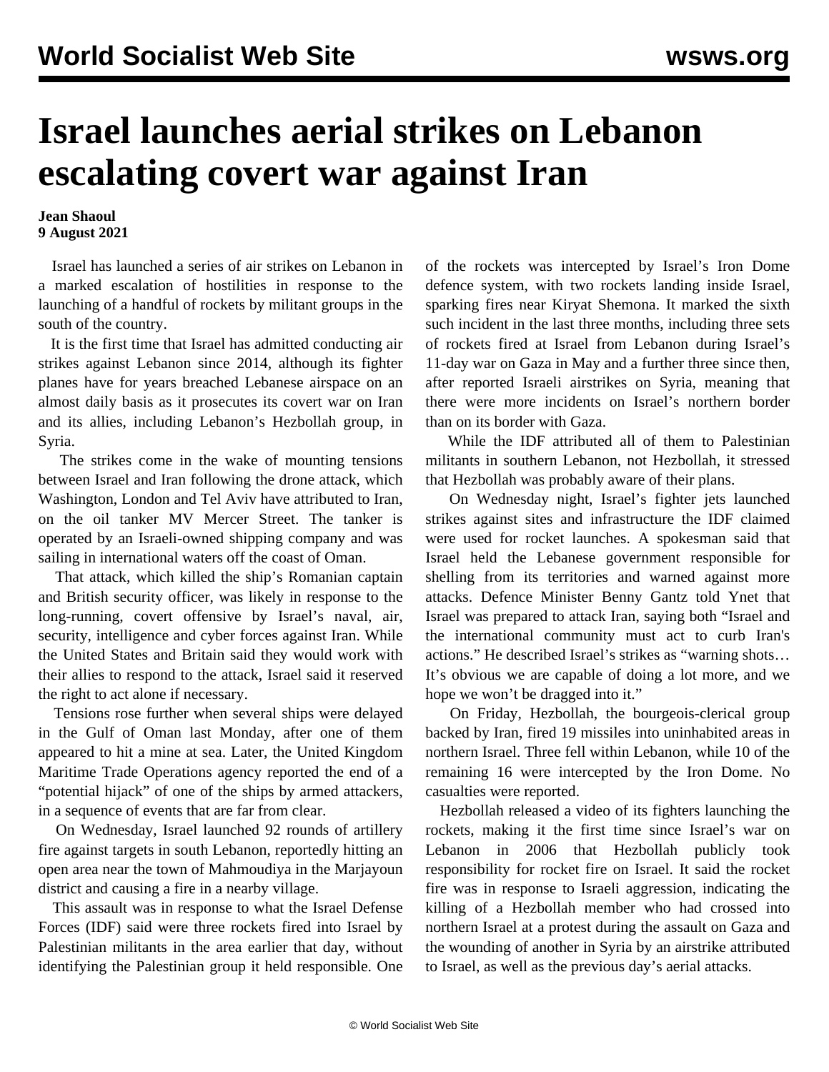# Israel launches aerial strikes on Lebanon escalating covert war against Iran

**Jean Shaoul**
**9 August 2021**

Israel has launched a series of air strikes on Lebanon in a marked escalation of hostilities in response to the launching of a handful of rockets by militant groups in the south of the country.

It is the first time that Israel has admitted conducting air strikes against Lebanon since 2014, although its fighter planes have for years breached Lebanese airspace on an almost daily basis as it prosecutes its covert war on Iran and its allies, including Lebanon's Hezbollah group, in Syria.

The strikes come in the wake of mounting tensions between Israel and Iran following the drone attack, which Washington, London and Tel Aviv have attributed to Iran, on the oil tanker MV Mercer Street. The tanker is operated by an Israeli-owned shipping company and was sailing in international waters off the coast of Oman.

That attack, which killed the ship's Romanian captain and British security officer, was likely in response to the long-running, covert offensive by Israel's naval, air, security, intelligence and cyber forces against Iran. While the United States and Britain said they would work with their allies to respond to the attack, Israel said it reserved the right to act alone if necessary.

Tensions rose further when several ships were delayed in the Gulf of Oman last Monday, after one of them appeared to hit a mine at sea. Later, the United Kingdom Maritime Trade Operations agency reported the end of a "potential hijack" of one of the ships by armed attackers, in a sequence of events that are far from clear.

On Wednesday, Israel launched 92 rounds of artillery fire against targets in south Lebanon, reportedly hitting an open area near the town of Mahmoudiya in the Marjayoun district and causing a fire in a nearby village.

This assault was in response to what the Israel Defense Forces (IDF) said were three rockets fired into Israel by Palestinian militants in the area earlier that day, without identifying the Palestinian group it held responsible. One of the rockets was intercepted by Israel's Iron Dome defence system, with two rockets landing inside Israel, sparking fires near Kiryat Shemona. It marked the sixth such incident in the last three months, including three sets of rockets fired at Israel from Lebanon during Israel's 11-day war on Gaza in May and a further three since then, after reported Israeli airstrikes on Syria, meaning that there were more incidents on Israel's northern border than on its border with Gaza.

While the IDF attributed all of them to Palestinian militants in southern Lebanon, not Hezbollah, it stressed that Hezbollah was probably aware of their plans.

On Wednesday night, Israel's fighter jets launched strikes against sites and infrastructure the IDF claimed were used for rocket launches. A spokesman said that Israel held the Lebanese government responsible for shelling from its territories and warned against more attacks. Defence Minister Benny Gantz told Ynet that Israel was prepared to attack Iran, saying both "Israel and the international community must act to curb Iran's actions." He described Israel's strikes as "warning shots… It's obvious we are capable of doing a lot more, and we hope we won't be dragged into it."

On Friday, Hezbollah, the bourgeois-clerical group backed by Iran, fired 19 missiles into uninhabited areas in northern Israel. Three fell within Lebanon, while 10 of the remaining 16 were intercepted by the Iron Dome. No casualties were reported.

Hezbollah released a video of its fighters launching the rockets, making it the first time since Israel's war on Lebanon in 2006 that Hezbollah publicly took responsibility for rocket fire on Israel. It said the rocket fire was in response to Israeli aggression, indicating the killing of a Hezbollah member who had crossed into northern Israel at a protest during the assault on Gaza and the wounding of another in Syria by an airstrike attributed to Israel, as well as the previous day's aerial attacks.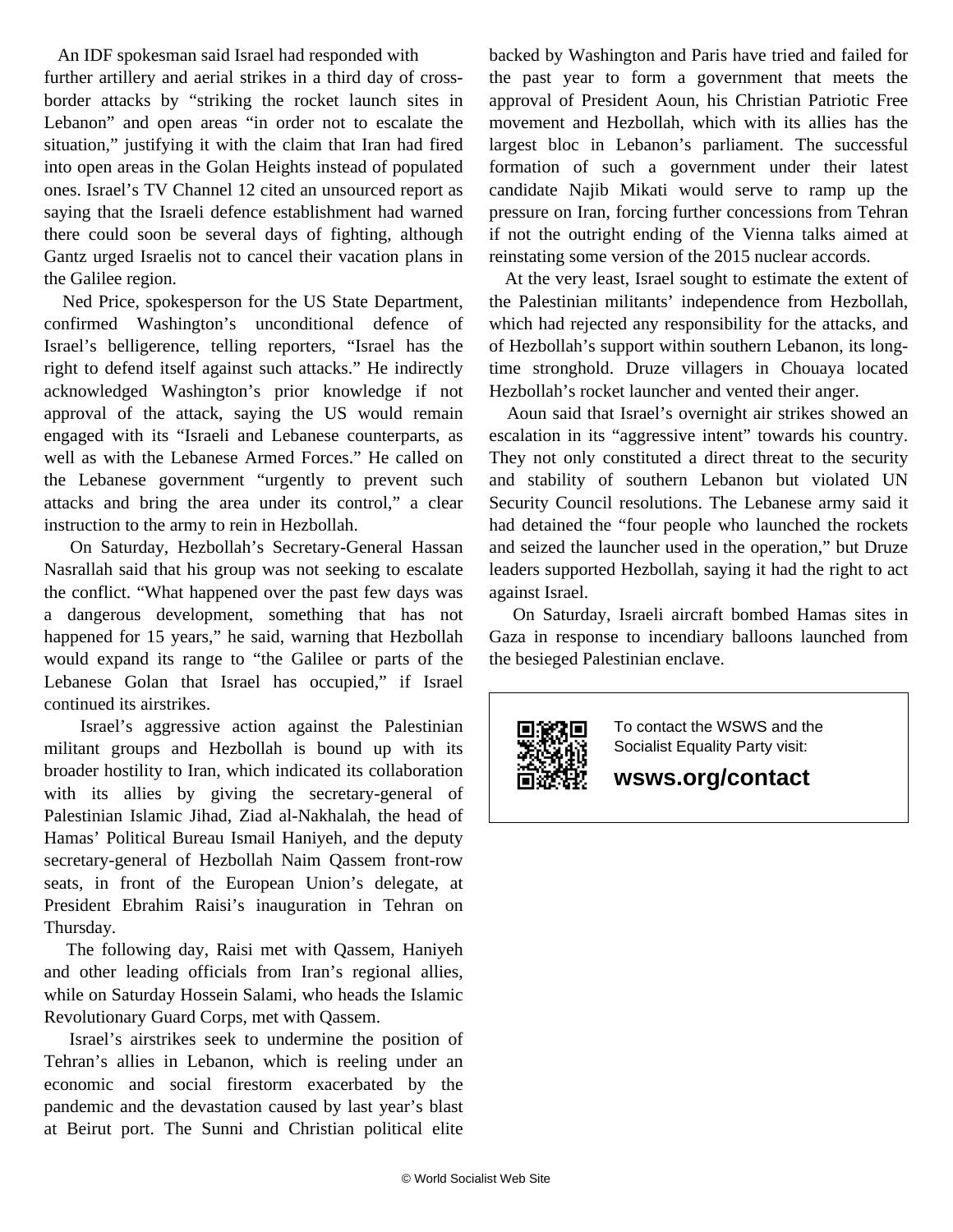An IDF spokesman said Israel had responded with further artillery and aerial strikes in a third day of cross-border attacks by "striking the rocket launch sites in Lebanon" and open areas "in order not to escalate the situation," justifying it with the claim that Iran had fired into open areas in the Golan Heights instead of populated ones. Israel's TV Channel 12 cited an unsourced report as saying that the Israeli defence establishment had warned there could soon be several days of fighting, although Gantz urged Israelis not to cancel their vacation plans in the Galilee region.

Ned Price, spokesperson for the US State Department, confirmed Washington's unconditional defence of Israel's belligerence, telling reporters, "Israel has the right to defend itself against such attacks." He indirectly acknowledged Washington's prior knowledge if not approval of the attack, saying the US would remain engaged with its "Israeli and Lebanese counterparts, as well as with the Lebanese Armed Forces." He called on the Lebanese government "urgently to prevent such attacks and bring the area under its control," a clear instruction to the army to rein in Hezbollah.

On Saturday, Hezbollah's Secretary-General Hassan Nasrallah said that his group was not seeking to escalate the conflict. "What happened over the past few days was a dangerous development, something that has not happened for 15 years," he said, warning that Hezbollah would expand its range to "the Galilee or parts of the Lebanese Golan that Israel has occupied," if Israel continued its airstrikes.

Israel's aggressive action against the Palestinian militant groups and Hezbollah is bound up with its broader hostility to Iran, which indicated its collaboration with its allies by giving the secretary-general of Palestinian Islamic Jihad, Ziad al-Nakhalah, the head of Hamas' Political Bureau Ismail Haniyeh, and the deputy secretary-general of Hezbollah Naim Qassem front-row seats, in front of the European Union's delegate, at President Ebrahim Raisi's inauguration in Tehran on Thursday.

The following day, Raisi met with Qassem, Haniyeh and other leading officials from Iran's regional allies, while on Saturday Hossein Salami, who heads the Islamic Revolutionary Guard Corps, met with Qassem.

Israel's airstrikes seek to undermine the position of Tehran's allies in Lebanon, which is reeling under an economic and social firestorm exacerbated by the pandemic and the devastation caused by last year's blast at Beirut port. The Sunni and Christian political elite backed by Washington and Paris have tried and failed for the past year to form a government that meets the approval of President Aoun, his Christian Patriotic Free movement and Hezbollah, which with its allies has the largest bloc in Lebanon's parliament. The successful formation of such a government under their latest candidate Najib Mikati would serve to ramp up the pressure on Iran, forcing further concessions from Tehran if not the outright ending of the Vienna talks aimed at reinstating some version of the 2015 nuclear accords.

At the very least, Israel sought to estimate the extent of the Palestinian militants' independence from Hezbollah, which had rejected any responsibility for the attacks, and of Hezbollah's support within southern Lebanon, its long-time stronghold. Druze villagers in Chouaya located Hezbollah's rocket launcher and vented their anger.

Aoun said that Israel's overnight air strikes showed an escalation in its "aggressive intent" towards his country. They not only constituted a direct threat to the security and stability of southern Lebanon but violated UN Security Council resolutions. The Lebanese army said it had detained the "four people who launched the rockets and seized the launcher used in the operation," but Druze leaders supported Hezbollah, saying it had the right to act against Israel.

On Saturday, Israeli aircraft bombed Hamas sites in Gaza in response to incendiary balloons launched from the besieged Palestinian enclave.

To contact the WSWS and the Socialist Equality Party visit:

**wsws.org/contact**